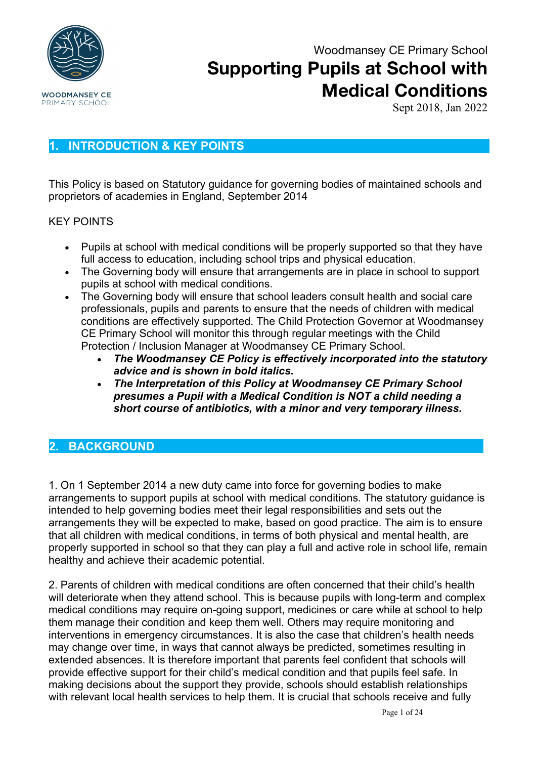WOODMANSEY CE PRIMARY SCHOOL

Woodmansey CE Primary School

# Supporting Pupils at School with Medical Conditions

Sept 2018, Jan 2022

## 1. INTRODUCTION & KEY POINTS

This Policy is based on Statutory guidance for governing bodies of maintained schools and proprietors of academies in England, September 2014

KEY POINTS

- Pupils at school with medical conditions will be properly supported so that they have full access to education, including school trips and physical education.
- The Governing body will ensure that arrangements are in place in school to support pupils at school with medical conditions.
- The Governing body will ensure that school leaders consult health and social care professionals, pupils and parents to ensure that the needs of children with medical conditions are effectively supported. The Child Protection Governor at Woodmansey CE Primary School will monitor this through regular meetings with the Child Protection / Inclusion Manager at Woodmansey CE Primary School.
  - ***The Woodmansey CE Policy is effectively incorporated into the statutory advice and is shown in bold italics.***
  - ***The Interpretation of this Policy at Woodmansey CE Primary School presumes a Pupil with a Medical Condition is NOT a child needing a short course of antibiotics, with a minor and very temporary illness.***

## 2. BACKGROUND

1. On 1 September 2014 a new duty came into force for governing bodies to make arrangements to support pupils at school with medical conditions. The statutory guidance is intended to help governing bodies meet their legal responsibilities and sets out the arrangements they will be expected to make, based on good practice. The aim is to ensure that all children with medical conditions, in terms of both physical and mental health, are properly supported in school so that they can play a full and active role in school life, remain healthy and achieve their academic potential.

2. Parents of children with medical conditions are often concerned that their child's health will deteriorate when they attend school. This is because pupils with long-term and complex medical conditions may require on-going support, medicines or care while at school to help them manage their condition and keep them well. Others may require monitoring and interventions in emergency circumstances. It is also the case that children's health needs may change over time, in ways that cannot always be predicted, sometimes resulting in extended absences. It is therefore important that parents feel confident that schools will provide effective support for their child's medical condition and that pupils feel safe. In making decisions about the support they provide, schools should establish relationships with relevant local health services to help them. It is crucial that schools receive and fully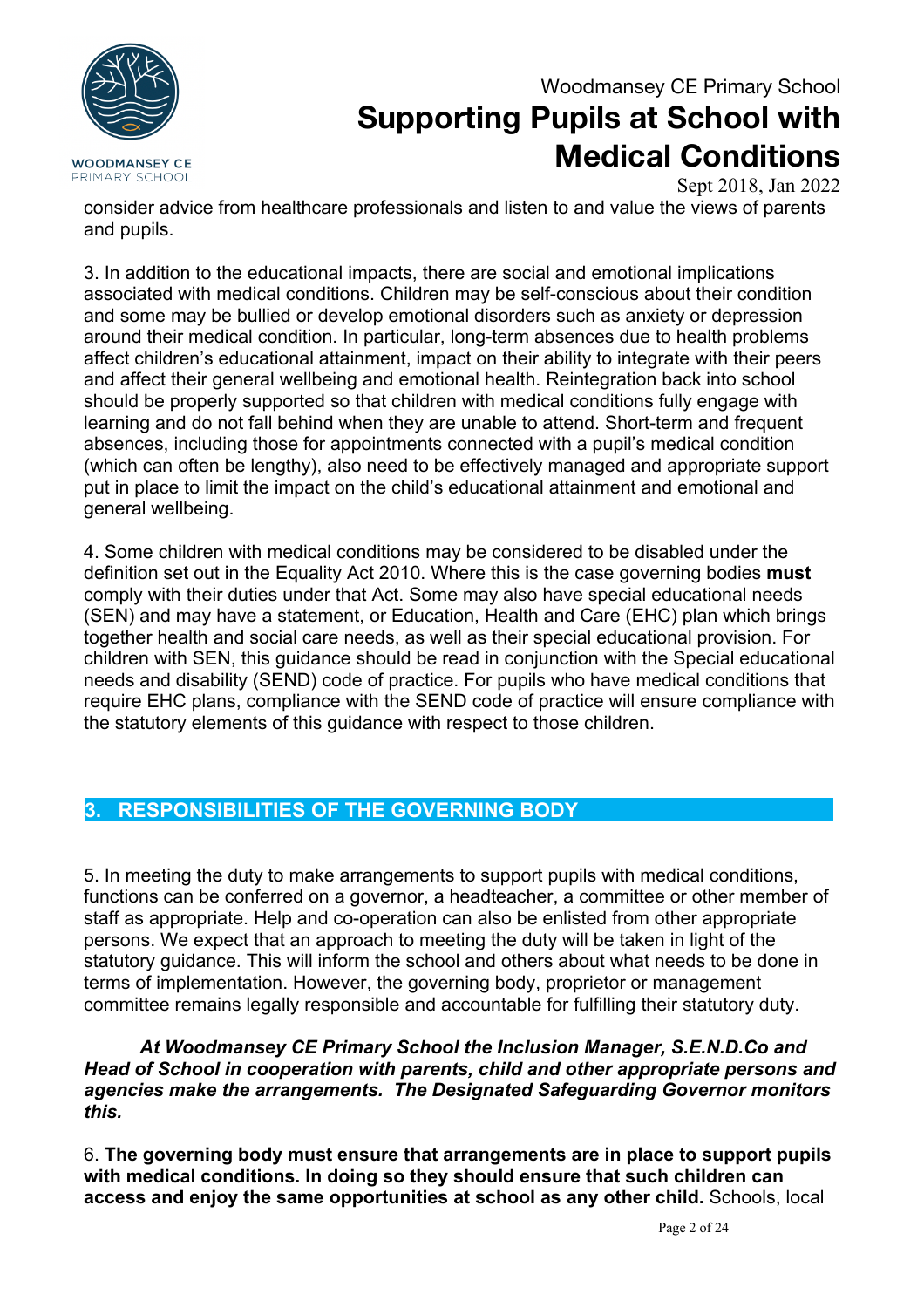consider advice from healthcare professionals and listen to and value the views of parents and pupils.

3. In addition to the educational impacts, there are social and emotional implications associated with medical conditions. Children may be self-conscious about their condition and some may be bullied or develop emotional disorders such as anxiety or depression around their medical condition. In particular, long-term absences due to health problems affect children's educational attainment, impact on their ability to integrate with their peers and affect their general wellbeing and emotional health. Reintegration back into school should be properly supported so that children with medical conditions fully engage with learning and do not fall behind when they are unable to attend. Short-term and frequent absences, including those for appointments connected with a pupil's medical condition (which can often be lengthy), also need to be effectively managed and appropriate support put in place to limit the impact on the child's educational attainment and emotional and general wellbeing.

4. Some children with medical conditions may be considered to be disabled under the definition set out in the Equality Act 2010. Where this is the case governing bodies **must** comply with their duties under that Act. Some may also have special educational needs (SEN) and may have a statement, or Education, Health and Care (EHC) plan which brings together health and social care needs, as well as their special educational provision. For children with SEN, this guidance should be read in conjunction with the Special educational needs and disability (SEND) code of practice. For pupils who have medical conditions that require EHC plans, compliance with the SEND code of practice will ensure compliance with the statutory elements of this guidance with respect to those children.

## 3. RESPONSIBILITIES OF THE GOVERNING BODY

5. In meeting the duty to make arrangements to support pupils with medical conditions, functions can be conferred on a governor, a headteacher, a committee or other member of staff as appropriate. Help and co-operation can also be enlisted from other appropriate persons. We expect that an approach to meeting the duty will be taken in light of the statutory guidance. This will inform the school and others about what needs to be done in terms of implementation. However, the governing body, proprietor or management committee remains legally responsible and accountable for fulfilling their statutory duty.

***At Woodmansey CE Primary School the Inclusion Manager, S.E.N.D.Co and Head of School in cooperation with parents, child and other appropriate persons and agencies make the arrangements. The Designated Safeguarding Governor monitors this.***

6. **The governing body must ensure that arrangements are in place to support pupils with medical conditions. In doing so they should ensure that such children can access and enjoy the same opportunities at school as any other child.** Schools, local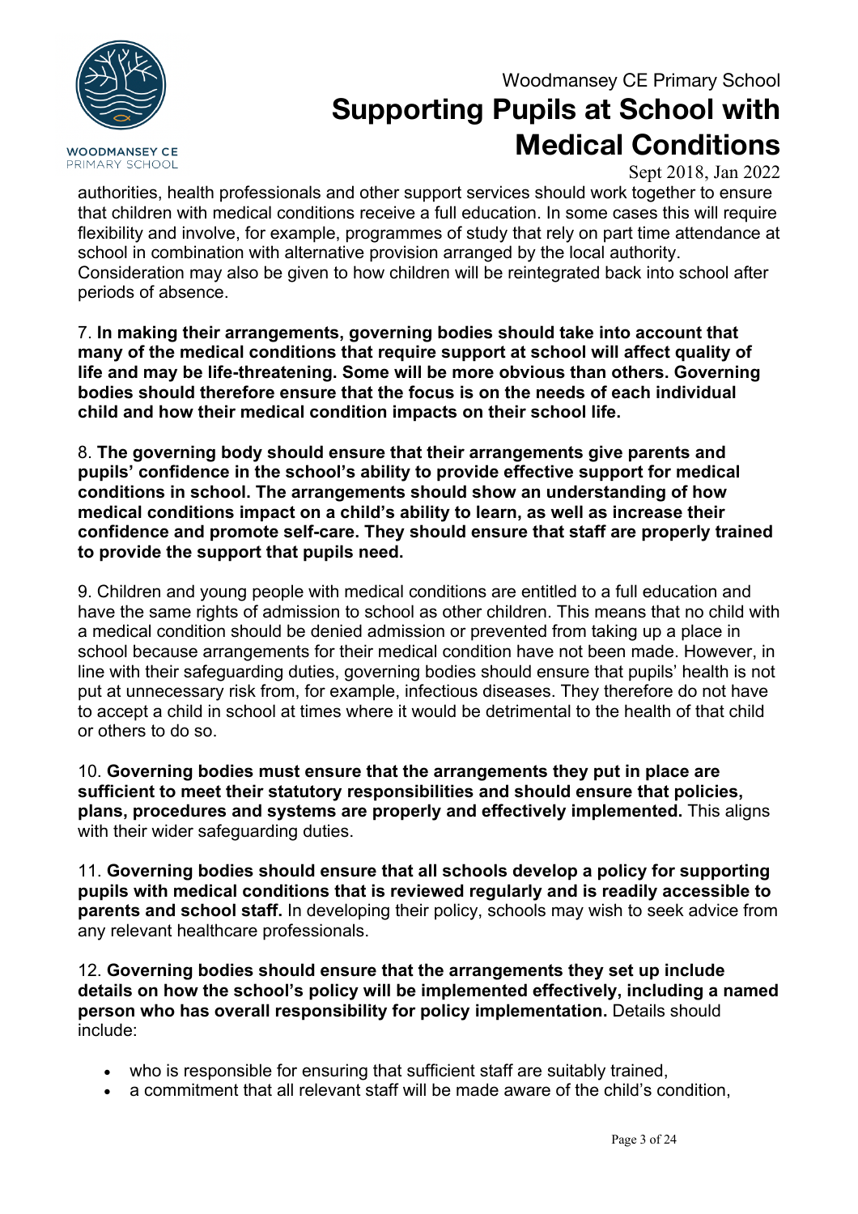authorities, health professionals and other support services should work together to ensure that children with medical conditions receive a full education. In some cases this will require flexibility and involve, for example, programmes of study that rely on part time attendance at school in combination with alternative provision arranged by the local authority. Consideration may also be given to how children will be reintegrated back into school after periods of absence.

7. **In making their arrangements, governing bodies should take into account that many of the medical conditions that require support at school will affect quality of life and may be life-threatening. Some will be more obvious than others. Governing bodies should therefore ensure that the focus is on the needs of each individual child and how their medical condition impacts on their school life.**

8. **The governing body should ensure that their arrangements give parents and pupils' confidence in the school's ability to provide effective support for medical conditions in school. The arrangements should show an understanding of how medical conditions impact on a child's ability to learn, as well as increase their confidence and promote self-care. They should ensure that staff are properly trained to provide the support that pupils need.**

9. Children and young people with medical conditions are entitled to a full education and have the same rights of admission to school as other children. This means that no child with a medical condition should be denied admission or prevented from taking up a place in school because arrangements for their medical condition have not been made. However, in line with their safeguarding duties, governing bodies should ensure that pupils' health is not put at unnecessary risk from, for example, infectious diseases. They therefore do not have to accept a child in school at times where it would be detrimental to the health of that child or others to do so.

10. **Governing bodies must ensure that the arrangements they put in place are sufficient to meet their statutory responsibilities and should ensure that policies, plans, procedures and systems are properly and effectively implemented.** This aligns with their wider safeguarding duties.

11. **Governing bodies should ensure that all schools develop a policy for supporting pupils with medical conditions that is reviewed regularly and is readily accessible to parents and school staff.** In developing their policy, schools may wish to seek advice from any relevant healthcare professionals.

12. **Governing bodies should ensure that the arrangements they set up include details on how the school's policy will be implemented effectively, including a named person who has overall responsibility for policy implementation.** Details should include:

- who is responsible for ensuring that sufficient staff are suitably trained,
- a commitment that all relevant staff will be made aware of the child's condition,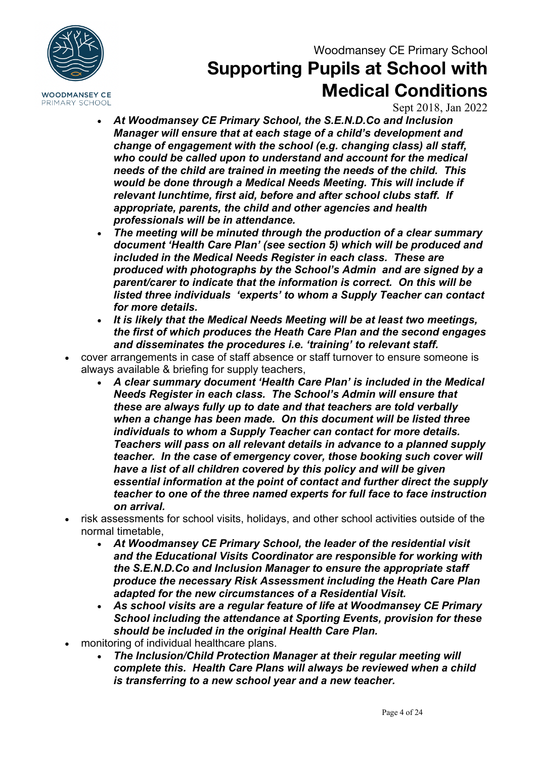- ***At Woodmansey CE Primary School, the S.E.N.D.Co and Inclusion Manager will ensure that at each stage of a child's development and change of engagement with the school (e.g. changing class) all staff, who could be called upon to understand and account for the medical needs of the child are trained in meeting the needs of the child. This would be done through a Medical Needs Meeting. This will include if relevant lunchtime, first aid, before and after school clubs staff. If appropriate, parents, the child and other agencies and health professionals will be in attendance.***
  - ***The meeting will be minuted through the production of a clear summary document 'Health Care Plan' (see section 5) which will be produced and included in the Medical Needs Register in each class. These are produced with photographs by the School's Admin and are signed by a parent/carer to indicate that the information is correct. On this will be listed three individuals 'experts' to whom a Supply Teacher can contact for more details.***
  - ***It is likely that the Medical Needs Meeting will be at least two meetings, the first of which produces the Heath Care Plan and the second engages and disseminates the procedures i.e. 'training' to relevant staff.***
- cover arrangements in case of staff absence or staff turnover to ensure someone is always available & briefing for supply teachers,
  - ***A clear summary document 'Health Care Plan' is included in the Medical Needs Register in each class. The School's Admin will ensure that these are always fully up to date and that teachers are told verbally when a change has been made. On this document will be listed three individuals to whom a Supply Teacher can contact for more details. Teachers will pass on all relevant details in advance to a planned supply teacher. In the case of emergency cover, those booking such cover will have a list of all children covered by this policy and will be given essential information at the point of contact and further direct the supply teacher to one of the three named experts for full face to face instruction on arrival.***
- risk assessments for school visits, holidays, and other school activities outside of the normal timetable,
  - ***At Woodmansey CE Primary School, the leader of the residential visit and the Educational Visits Coordinator are responsible for working with the S.E.N.D.Co and Inclusion Manager to ensure the appropriate staff produce the necessary Risk Assessment including the Heath Care Plan adapted for the new circumstances of a Residential Visit.***
  - ***As school visits are a regular feature of life at Woodmansey CE Primary School including the attendance at Sporting Events, provision for these should be included in the original Health Care Plan.***
- monitoring of individual healthcare plans.
  - ***The Inclusion/Child Protection Manager at their regular meeting will complete this. Health Care Plans will always be reviewed when a child is transferring to a new school year and a new teacher.***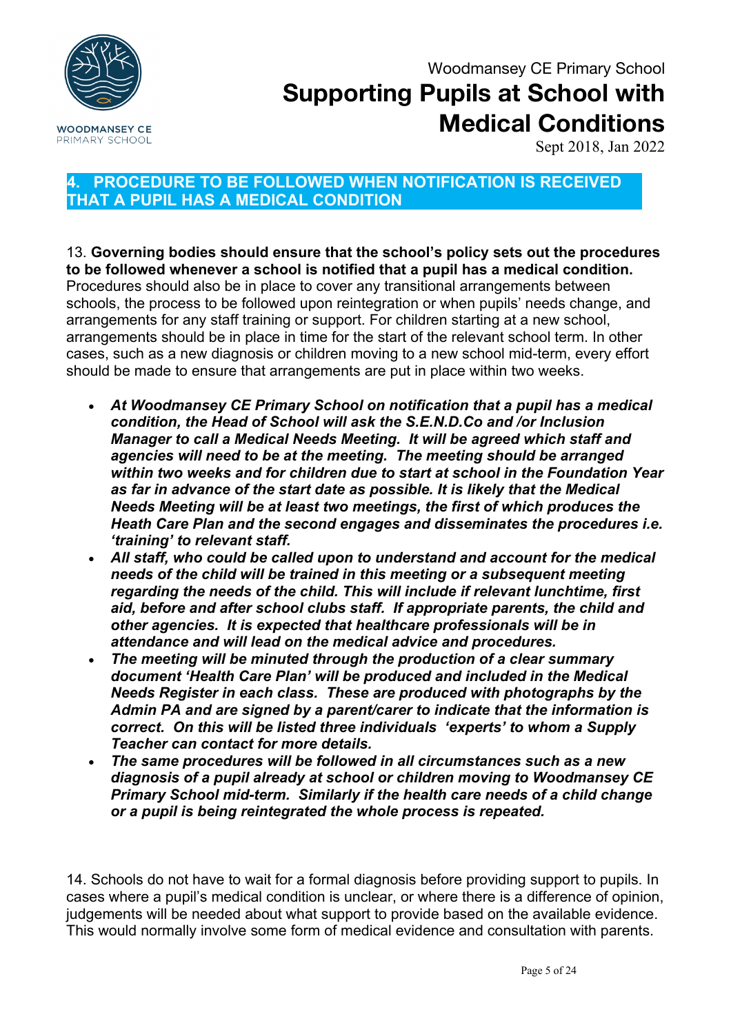## 4. PROCEDURE TO BE FOLLOWED WHEN NOTIFICATION IS RECEIVED THAT A PUPIL HAS A MEDICAL CONDITION

13. **Governing bodies should ensure that the school's policy sets out the procedures to be followed whenever a school is notified that a pupil has a medical condition.** Procedures should also be in place to cover any transitional arrangements between schools, the process to be followed upon reintegration or when pupils' needs change, and arrangements for any staff training or support. For children starting at a new school, arrangements should be in place in time for the start of the relevant school term. In other cases, such as a new diagnosis or children moving to a new school mid-term, every effort should be made to ensure that arrangements are put in place within two weeks.

- ***At Woodmansey CE Primary School on notification that a pupil has a medical condition, the Head of School will ask the S.E.N.D.Co and /or Inclusion Manager to call a Medical Needs Meeting. It will be agreed which staff and agencies will need to be at the meeting. The meeting should be arranged within two weeks and for children due to start at school in the Foundation Year as far in advance of the start date as possible. It is likely that the Medical Needs Meeting will be at least two meetings, the first of which produces the Heath Care Plan and the second engages and disseminates the procedures i.e. 'training' to relevant staff.***
- ***All staff, who could be called upon to understand and account for the medical needs of the child will be trained in this meeting or a subsequent meeting regarding the needs of the child. This will include if relevant lunchtime, first aid, before and after school clubs staff. If appropriate parents, the child and other agencies. It is expected that healthcare professionals will be in attendance and will lead on the medical advice and procedures.***
- ***The meeting will be minuted through the production of a clear summary document 'Health Care Plan' will be produced and included in the Medical Needs Register in each class. These are produced with photographs by the Admin PA and are signed by a parent/carer to indicate that the information is correct. On this will be listed three individuals 'experts' to whom a Supply Teacher can contact for more details.***
- ***The same procedures will be followed in all circumstances such as a new diagnosis of a pupil already at school or children moving to Woodmansey CE Primary School mid-term. Similarly if the health care needs of a child change or a pupil is being reintegrated the whole process is repeated.***

14. Schools do not have to wait for a formal diagnosis before providing support to pupils. In cases where a pupil's medical condition is unclear, or where there is a difference of opinion, judgements will be needed about what support to provide based on the available evidence. This would normally involve some form of medical evidence and consultation with parents.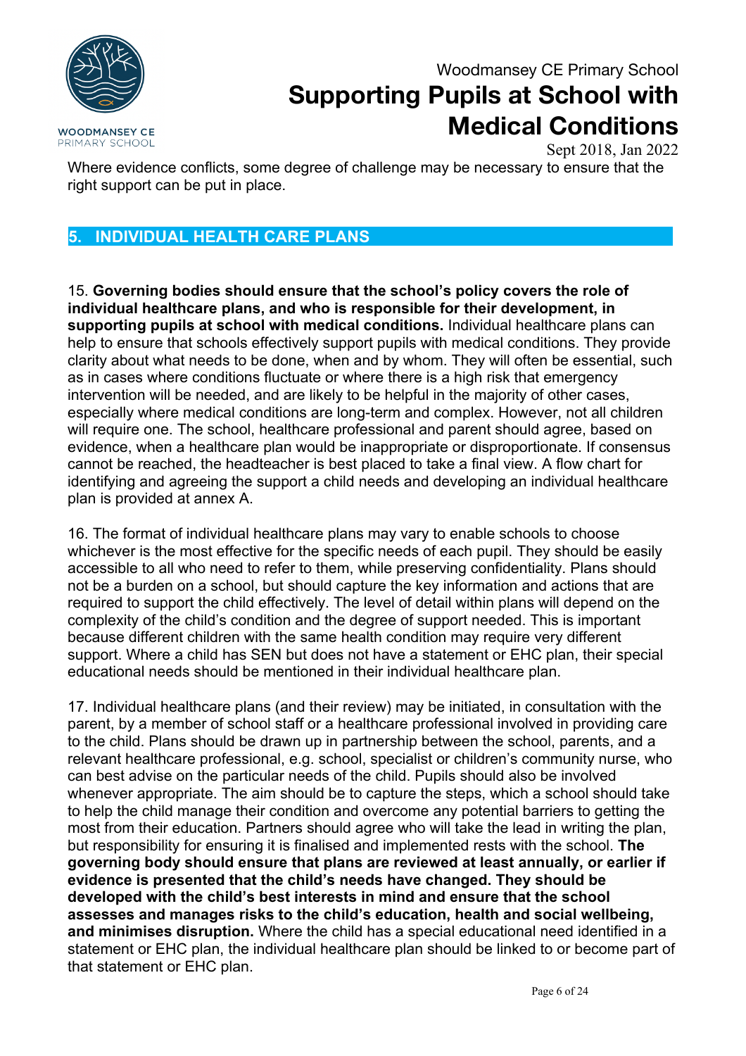Where evidence conflicts, some degree of challenge may be necessary to ensure that the right support can be put in place.

## 5. INDIVIDUAL HEALTH CARE PLANS

15. **Governing bodies should ensure that the school's policy covers the role of individual healthcare plans, and who is responsible for their development, in supporting pupils at school with medical conditions.** Individual healthcare plans can help to ensure that schools effectively support pupils with medical conditions. They provide clarity about what needs to be done, when and by whom. They will often be essential, such as in cases where conditions fluctuate or where there is a high risk that emergency intervention will be needed, and are likely to be helpful in the majority of other cases, especially where medical conditions are long-term and complex. However, not all children will require one. The school, healthcare professional and parent should agree, based on evidence, when a healthcare plan would be inappropriate or disproportionate. If consensus cannot be reached, the headteacher is best placed to take a final view. A flow chart for identifying and agreeing the support a child needs and developing an individual healthcare plan is provided at annex A.

16. The format of individual healthcare plans may vary to enable schools to choose whichever is the most effective for the specific needs of each pupil. They should be easily accessible to all who need to refer to them, while preserving confidentiality. Plans should not be a burden on a school, but should capture the key information and actions that are required to support the child effectively. The level of detail within plans will depend on the complexity of the child's condition and the degree of support needed. This is important because different children with the same health condition may require very different support. Where a child has SEN but does not have a statement or EHC plan, their special educational needs should be mentioned in their individual healthcare plan.

17. Individual healthcare plans (and their review) may be initiated, in consultation with the parent, by a member of school staff or a healthcare professional involved in providing care to the child. Plans should be drawn up in partnership between the school, parents, and a relevant healthcare professional, e.g. school, specialist or children's community nurse, who can best advise on the particular needs of the child. Pupils should also be involved whenever appropriate. The aim should be to capture the steps, which a school should take to help the child manage their condition and overcome any potential barriers to getting the most from their education. Partners should agree who will take the lead in writing the plan, but responsibility for ensuring it is finalised and implemented rests with the school. **The governing body should ensure that plans are reviewed at least annually, or earlier if evidence is presented that the child's needs have changed. They should be developed with the child's best interests in mind and ensure that the school assesses and manages risks to the child's education, health and social wellbeing, and minimises disruption.** Where the child has a special educational need identified in a statement or EHC plan, the individual healthcare plan should be linked to or become part of that statement or EHC plan.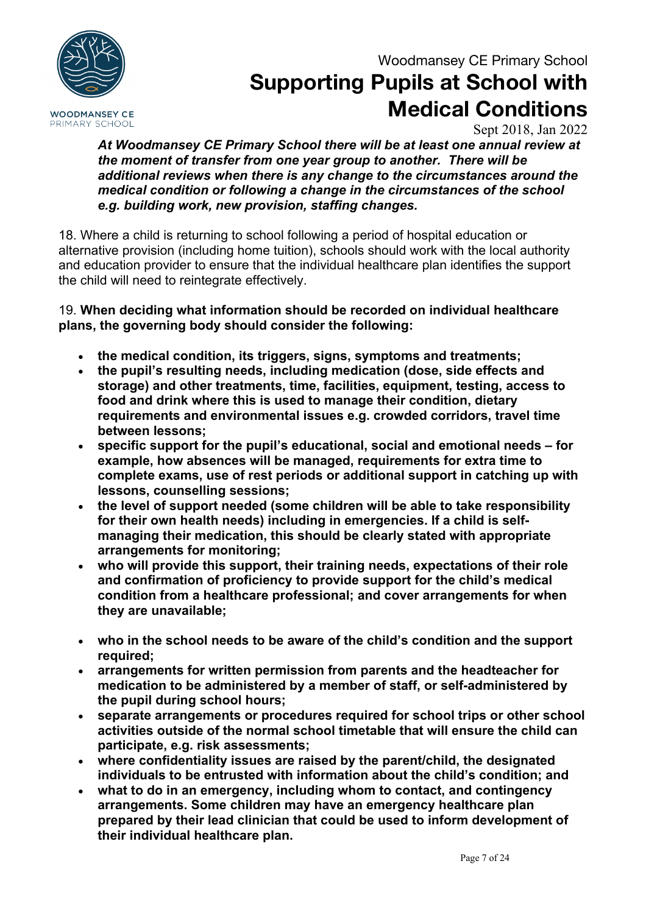***At Woodmansey CE Primary School there will be at least one annual review at the moment of transfer from one year group to another. There will be additional reviews when there is any change to the circumstances around the medical condition or following a change in the circumstances of the school e.g. building work, new provision, staffing changes.***

18. Where a child is returning to school following a period of hospital education or alternative provision (including home tuition), schools should work with the local authority and education provider to ensure that the individual healthcare plan identifies the support the child will need to reintegrate effectively.

19. **When deciding what information should be recorded on individual healthcare plans, the governing body should consider the following:**

- **the medical condition, its triggers, signs, symptoms and treatments;**
- **the pupil's resulting needs, including medication (dose, side effects and storage) and other treatments, time, facilities, equipment, testing, access to food and drink where this is used to manage their condition, dietary requirements and environmental issues e.g. crowded corridors, travel time between lessons;**
- **specific support for the pupil's educational, social and emotional needs – for example, how absences will be managed, requirements for extra time to complete exams, use of rest periods or additional support in catching up with lessons, counselling sessions;**
- **the level of support needed (some children will be able to take responsibility for their own health needs) including in emergencies. If a child is self-managing their medication, this should be clearly stated with appropriate arrangements for monitoring;**
- **who will provide this support, their training needs, expectations of their role and confirmation of proficiency to provide support for the child's medical condition from a healthcare professional; and cover arrangements for when they are unavailable;**
- **who in the school needs to be aware of the child's condition and the support required;**
- **arrangements for written permission from parents and the headteacher for medication to be administered by a member of staff, or self-administered by the pupil during school hours;**
- **separate arrangements or procedures required for school trips or other school activities outside of the normal school timetable that will ensure the child can participate, e.g. risk assessments;**
- **where confidentiality issues are raised by the parent/child, the designated individuals to be entrusted with information about the child's condition; and**
- **what to do in an emergency, including whom to contact, and contingency arrangements. Some children may have an emergency healthcare plan prepared by their lead clinician that could be used to inform development of their individual healthcare plan.**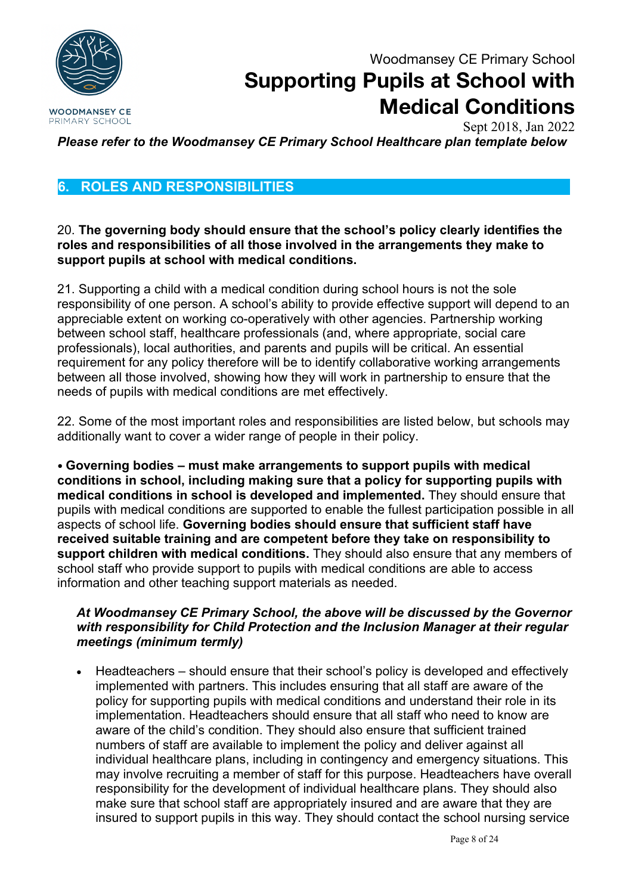## 6. ROLES AND RESPONSIBILITIES

20. **The governing body should ensure that the school's policy clearly identifies the roles and responsibilities of all those involved in the arrangements they make to support pupils at school with medical conditions.**

21. Supporting a child with a medical condition during school hours is not the sole responsibility of one person. A school's ability to provide effective support will depend to an appreciable extent on working co-operatively with other agencies. Partnership working between school staff, healthcare professionals (and, where appropriate, social care professionals), local authorities, and parents and pupils will be critical. An essential requirement for any policy therefore will be to identify collaborative working arrangements between all those involved, showing how they will work in partnership to ensure that the needs of pupils with medical conditions are met effectively.

22. Some of the most important roles and responsibilities are listed below, but schools may additionally want to cover a wider range of people in their policy.

• **Governing bodies – must make arrangements to support pupils with medical conditions in school, including making sure that a policy for supporting pupils with medical conditions in school is developed and implemented.** They should ensure that pupils with medical conditions are supported to enable the fullest participation possible in all aspects of school life. **Governing bodies should ensure that sufficient staff have received suitable training and are competent before they take on responsibility to support children with medical conditions.** They should also ensure that any members of school staff who provide support to pupils with medical conditions are able to access information and other teaching support materials as needed.

> ***At Woodmansey CE Primary School, the above will be discussed by the Governor with responsibility for Child Protection and the Inclusion Manager at their regular meetings (minimum termly)***

- Headteachers – should ensure that their school's policy is developed and effectively implemented with partners. This includes ensuring that all staff are aware of the policy for supporting pupils with medical conditions and understand their role in its implementation. Headteachers should ensure that all staff who need to know are aware of the child's condition. They should also ensure that sufficient trained numbers of staff are available to implement the policy and deliver against all individual healthcare plans, including in contingency and emergency situations. This may involve recruiting a member of staff for this purpose. Headteachers have overall responsibility for the development of individual healthcare plans. They should also make sure that school staff are appropriately insured and are aware that they are insured to support pupils in this way. They should contact the school nursing service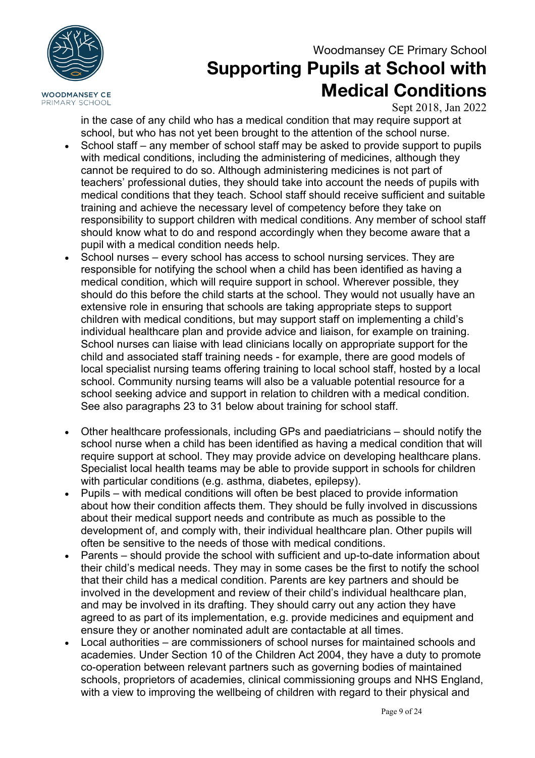in the case of any child who has a medical condition that may require support at school, but who has not yet been brought to the attention of the school nurse.

- School staff – any member of school staff may be asked to provide support to pupils with medical conditions, including the administering of medicines, although they cannot be required to do so. Although administering medicines is not part of teachers' professional duties, they should take into account the needs of pupils with medical conditions that they teach. School staff should receive sufficient and suitable training and achieve the necessary level of competency before they take on responsibility to support children with medical conditions. Any member of school staff should know what to do and respond accordingly when they become aware that a pupil with a medical condition needs help.
- School nurses – every school has access to school nursing services. They are responsible for notifying the school when a child has been identified as having a medical condition, which will require support in school. Wherever possible, they should do this before the child starts at the school. They would not usually have an extensive role in ensuring that schools are taking appropriate steps to support children with medical conditions, but may support staff on implementing a child's individual healthcare plan and provide advice and liaison, for example on training. School nurses can liaise with lead clinicians locally on appropriate support for the child and associated staff training needs - for example, there are good models of local specialist nursing teams offering training to local school staff, hosted by a local school. Community nursing teams will also be a valuable potential resource for a school seeking advice and support in relation to children with a medical condition. See also paragraphs 23 to 31 below about training for school staff.

- Other healthcare professionals, including GPs and paediatricians – should notify the school nurse when a child has been identified as having a medical condition that will require support at school. They may provide advice on developing healthcare plans. Specialist local health teams may be able to provide support in schools for children with particular conditions (e.g. asthma, diabetes, epilepsy).
- Pupils – with medical conditions will often be best placed to provide information about how their condition affects them. They should be fully involved in discussions about their medical support needs and contribute as much as possible to the development of, and comply with, their individual healthcare plan. Other pupils will often be sensitive to the needs of those with medical conditions.
- Parents – should provide the school with sufficient and up-to-date information about their child's medical needs. They may in some cases be the first to notify the school that their child has a medical condition. Parents are key partners and should be involved in the development and review of their child's individual healthcare plan, and may be involved in its drafting. They should carry out any action they have agreed to as part of its implementation, e.g. provide medicines and equipment and ensure they or another nominated adult are contactable at all times.
- Local authorities – are commissioners of school nurses for maintained schools and academies. Under Section 10 of the Children Act 2004, they have a duty to promote co-operation between relevant partners such as governing bodies of maintained schools, proprietors of academies, clinical commissioning groups and NHS England, with a view to improving the wellbeing of children with regard to their physical and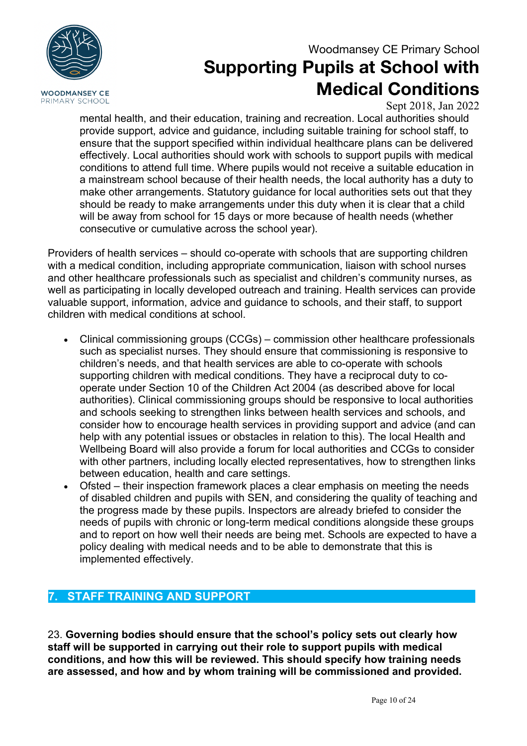mental health, and their education, training and recreation. Local authorities should provide support, advice and guidance, including suitable training for school staff, to ensure that the support specified within individual healthcare plans can be delivered effectively. Local authorities should work with schools to support pupils with medical conditions to attend full time. Where pupils would not receive a suitable education in a mainstream school because of their health needs, the local authority has a duty to make other arrangements. Statutory guidance for local authorities sets out that they should be ready to make arrangements under this duty when it is clear that a child will be away from school for 15 days or more because of health needs (whether consecutive or cumulative across the school year).

Providers of health services – should co-operate with schools that are supporting children with a medical condition, including appropriate communication, liaison with school nurses and other healthcare professionals such as specialist and children's community nurses, as well as participating in locally developed outreach and training. Health services can provide valuable support, information, advice and guidance to schools, and their staff, to support children with medical conditions at school.

- Clinical commissioning groups (CCGs) – commission other healthcare professionals such as specialist nurses. They should ensure that commissioning is responsive to children's needs, and that health services are able to co-operate with schools supporting children with medical conditions. They have a reciprocal duty to co-operate under Section 10 of the Children Act 2004 (as described above for local authorities). Clinical commissioning groups should be responsive to local authorities and schools seeking to strengthen links between health services and schools, and consider how to encourage health services in providing support and advice (and can help with any potential issues or obstacles in relation to this). The local Health and Wellbeing Board will also provide a forum for local authorities and CCGs to consider with other partners, including locally elected representatives, how to strengthen links between education, health and care settings.
- Ofsted – their inspection framework places a clear emphasis on meeting the needs of disabled children and pupils with SEN, and considering the quality of teaching and the progress made by these pupils. Inspectors are already briefed to consider the needs of pupils with chronic or long-term medical conditions alongside these groups and to report on how well their needs are being met. Schools are expected to have a policy dealing with medical needs and to be able to demonstrate that this is implemented effectively.

## 7. STAFF TRAINING AND SUPPORT

23. **Governing bodies should ensure that the school's policy sets out clearly how staff will be supported in carrying out their role to support pupils with medical conditions, and how this will be reviewed. This should specify how training needs are assessed, and how and by whom training will be commissioned and provided.**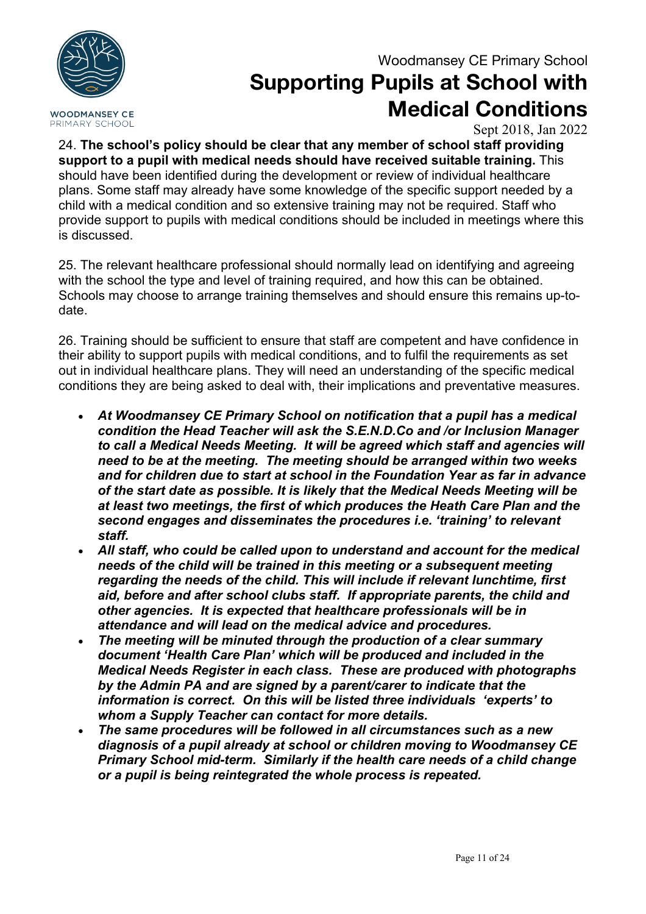24. **The school's policy should be clear that any member of school staff providing support to a pupil with medical needs should have received suitable training.** This should have been identified during the development or review of individual healthcare plans. Some staff may already have some knowledge of the specific support needed by a child with a medical condition and so extensive training may not be required. Staff who provide support to pupils with medical conditions should be included in meetings where this is discussed.

25. The relevant healthcare professional should normally lead on identifying and agreeing with the school the type and level of training required, and how this can be obtained. Schools may choose to arrange training themselves and should ensure this remains up-to-date.

26. Training should be sufficient to ensure that staff are competent and have confidence in their ability to support pupils with medical conditions, and to fulfil the requirements as set out in individual healthcare plans. They will need an understanding of the specific medical conditions they are being asked to deal with, their implications and preventative measures.

- ***At Woodmansey CE Primary School on notification that a pupil has a medical condition the Head Teacher will ask the S.E.N.D.Co and /or Inclusion Manager to call a Medical Needs Meeting. It will be agreed which staff and agencies will need to be at the meeting. The meeting should be arranged within two weeks and for children due to start at school in the Foundation Year as far in advance of the start date as possible. It is likely that the Medical Needs Meeting will be at least two meetings, the first of which produces the Heath Care Plan and the second engages and disseminates the procedures i.e. 'training' to relevant staff.***
- ***All staff, who could be called upon to understand and account for the medical needs of the child will be trained in this meeting or a subsequent meeting regarding the needs of the child. This will include if relevant lunchtime, first aid, before and after school clubs staff. If appropriate parents, the child and other agencies. It is expected that healthcare professionals will be in attendance and will lead on the medical advice and procedures.***
- ***The meeting will be minuted through the production of a clear summary document 'Health Care Plan' which will be produced and included in the Medical Needs Register in each class. These are produced with photographs by the Admin PA and are signed by a parent/carer to indicate that the information is correct. On this will be listed three individuals 'experts' to whom a Supply Teacher can contact for more details.***
- ***The same procedures will be followed in all circumstances such as a new diagnosis of a pupil already at school or children moving to Woodmansey CE Primary School mid-term. Similarly if the health care needs of a child change or a pupil is being reintegrated the whole process is repeated.***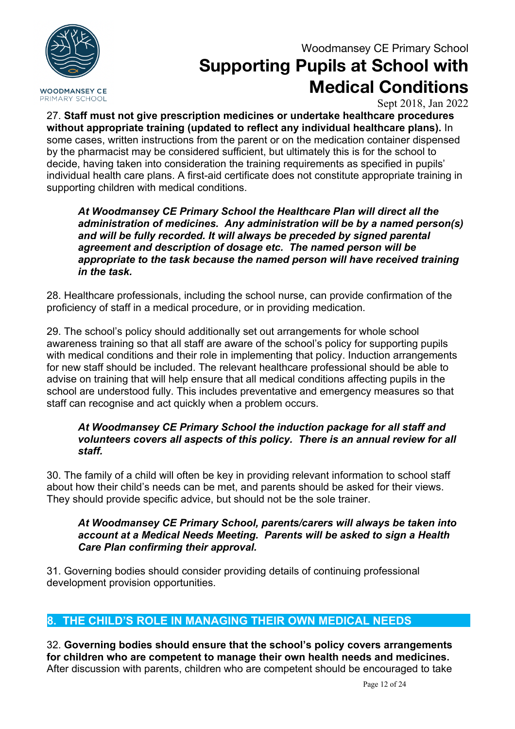27. **Staff must not give prescription medicines or undertake healthcare procedures without appropriate training (updated to reflect any individual healthcare plans).** In some cases, written instructions from the parent or on the medication container dispensed by the pharmacist may be considered sufficient, but ultimately this is for the school to decide, having taken into consideration the training requirements as specified in pupils' individual health care plans. A first-aid certificate does not constitute appropriate training in supporting children with medical conditions.

> ***At Woodmansey CE Primary School the Healthcare Plan will direct all the administration of medicines. Any administration will be by a named person(s) and will be fully recorded. It will always be preceded by signed parental agreement and description of dosage etc. The named person will be appropriate to the task because the named person will have received training in the task.***

28. Healthcare professionals, including the school nurse, can provide confirmation of the proficiency of staff in a medical procedure, or in providing medication.

29. The school's policy should additionally set out arrangements for whole school awareness training so that all staff are aware of the school's policy for supporting pupils with medical conditions and their role in implementing that policy. Induction arrangements for new staff should be included. The relevant healthcare professional should be able to advise on training that will help ensure that all medical conditions affecting pupils in the school are understood fully. This includes preventative and emergency measures so that staff can recognise and act quickly when a problem occurs.

> ***At Woodmansey CE Primary School the induction package for all staff and volunteers covers all aspects of this policy. There is an annual review for all staff.***

30. The family of a child will often be key in providing relevant information to school staff about how their child's needs can be met, and parents should be asked for their views. They should provide specific advice, but should not be the sole trainer.

> ***At Woodmansey CE Primary School, parents/carers will always be taken into account at a Medical Needs Meeting. Parents will be asked to sign a Health Care Plan confirming their approval.***

31. Governing bodies should consider providing details of continuing professional development provision opportunities.

## 8. THE CHILD'S ROLE IN MANAGING THEIR OWN MEDICAL NEEDS

32. **Governing bodies should ensure that the school's policy covers arrangements for children who are competent to manage their own health needs and medicines.** After discussion with parents, children who are competent should be encouraged to take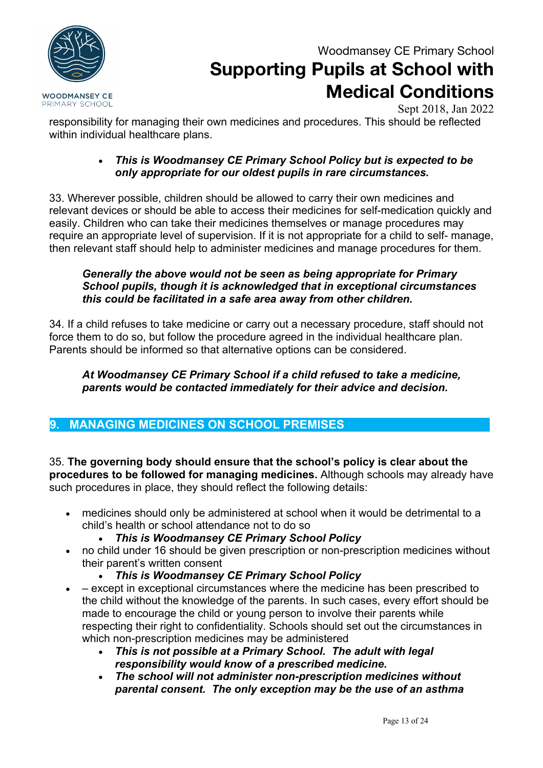responsibility for managing their own medicines and procedures. This should be reflected within individual healthcare plans.

- ***This is Woodmansey CE Primary School Policy but is expected to be only appropriate for our oldest pupils in rare circumstances.***

33. Wherever possible, children should be allowed to carry their own medicines and relevant devices or should be able to access their medicines for self-medication quickly and easily. Children who can take their medicines themselves or manage procedures may require an appropriate level of supervision. If it is not appropriate for a child to self- manage, then relevant staff should help to administer medicines and manage procedures for them.

***Generally the above would not be seen as being appropriate for Primary School pupils, though it is acknowledged that in exceptional circumstances this could be facilitated in a safe area away from other children.***

34. If a child refuses to take medicine or carry out a necessary procedure, staff should not force them to do so, but follow the procedure agreed in the individual healthcare plan. Parents should be informed so that alternative options can be considered.

***At Woodmansey CE Primary School if a child refused to take a medicine, parents would be contacted immediately for their advice and decision.***

## 9. MANAGING MEDICINES ON SCHOOL PREMISES

35. **The governing body should ensure that the school's policy is clear about the procedures to be followed for managing medicines.** Although schools may already have such procedures in place, they should reflect the following details:

- medicines should only be administered at school when it would be detrimental to a child's health or school attendance not to do so
  - ***This is Woodmansey CE Primary School Policy***
- no child under 16 should be given prescription or non-prescription medicines without their parent's written consent
  - ***This is Woodmansey CE Primary School Policy***
- – except in exceptional circumstances where the medicine has been prescribed to the child without the knowledge of the parents. In such cases, every effort should be made to encourage the child or young person to involve their parents while respecting their right to confidentiality. Schools should set out the circumstances in which non-prescription medicines may be administered
  - ***This is not possible at a Primary School. The adult with legal responsibility would know of a prescribed medicine.***
  - ***The school will not administer non-prescription medicines without parental consent. The only exception may be the use of an asthma***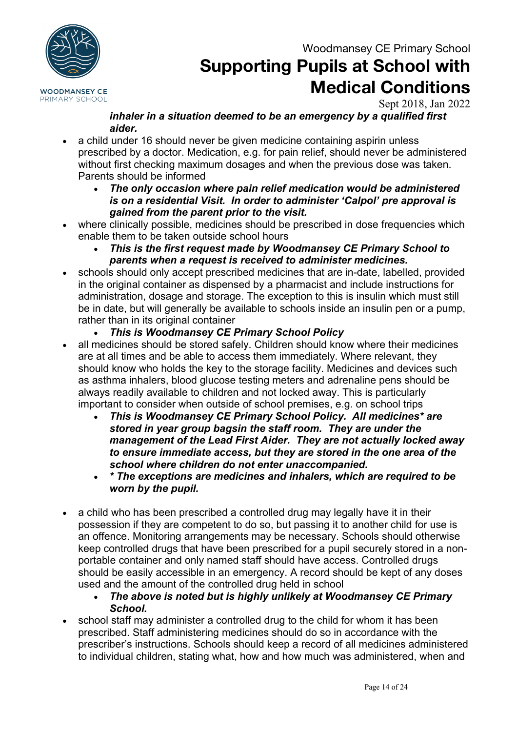***inhaler in a situation deemed to be an emergency by a qualified first aider.***

- a child under 16 should never be given medicine containing aspirin unless prescribed by a doctor. Medication, e.g. for pain relief, should never be administered without first checking maximum dosages and when the previous dose was taken. Parents should be informed
    - ***The only occasion where pain relief medication would be administered is on a residential Visit. In order to administer 'Calpol' pre approval is gained from the parent prior to the visit.***
- where clinically possible, medicines should be prescribed in dose frequencies which enable them to be taken outside school hours
    - ***This is the first request made by Woodmansey CE Primary School to parents when a request is received to administer medicines.***
- schools should only accept prescribed medicines that are in-date, labelled, provided in the original container as dispensed by a pharmacist and include instructions for administration, dosage and storage. The exception to this is insulin which must still be in date, but will generally be available to schools inside an insulin pen or a pump, rather than in its original container
    - ***This is Woodmansey CE Primary School Policy***
- all medicines should be stored safely. Children should know where their medicines are at all times and be able to access them immediately. Where relevant, they should know who holds the key to the storage facility. Medicines and devices such as asthma inhalers, blood glucose testing meters and adrenaline pens should be always readily available to children and not locked away. This is particularly important to consider when outside of school premises, e.g. on school trips
    - ***This is Woodmansey CE Primary School Policy. All medicines* are stored in year group bagsin the staff room. They are under the management of the Lead First Aider. They are not actually locked away to ensure immediate access, but they are stored in the one area of the school where children do not enter unaccompanied.***
    - ***\* The exceptions are medicines and inhalers, which are required to be worn by the pupil.***

- a child who has been prescribed a controlled drug may legally have it in their possession if they are competent to do so, but passing it to another child for use is an offence. Monitoring arrangements may be necessary. Schools should otherwise keep controlled drugs that have been prescribed for a pupil securely stored in a non-portable container and only named staff should have access. Controlled drugs should be easily accessible in an emergency. A record should be kept of any doses used and the amount of the controlled drug held in school
    - ***The above is noted but is highly unlikely at Woodmansey CE Primary School.***
- school staff may administer a controlled drug to the child for whom it has been prescribed. Staff administering medicines should do so in accordance with the prescriber's instructions. Schools should keep a record of all medicines administered to individual children, stating what, how and how much was administered, when and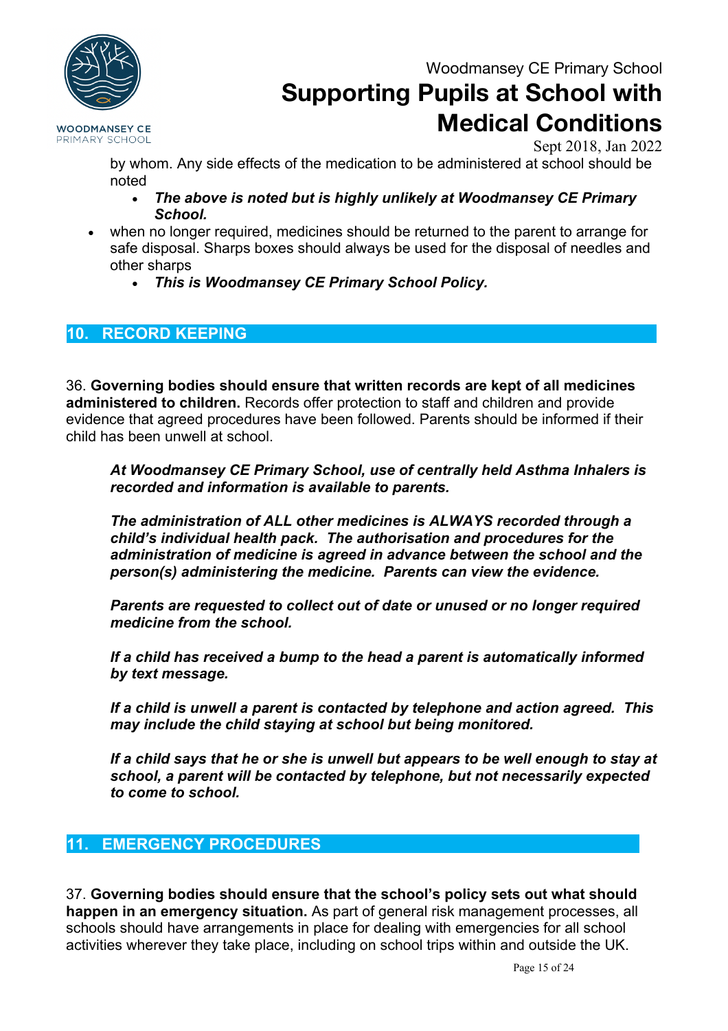by whom. Any side effects of the medication to be administered at school should be noted

  - ***The above is noted but is highly unlikely at Woodmansey CE Primary School.***

- when no longer required, medicines should be returned to the parent to arrange for safe disposal. Sharps boxes should always be used for the disposal of needles and other sharps
  - ***This is Woodmansey CE Primary School Policy.***

## 10. RECORD KEEPING

36. **Governing bodies should ensure that written records are kept of all medicines administered to children.** Records offer protection to staff and children and provide evidence that agreed procedures have been followed. Parents should be informed if their child has been unwell at school.

***At Woodmansey CE Primary School, use of centrally held Asthma Inhalers is recorded and information is available to parents.***

***The administration of ALL other medicines is ALWAYS recorded through a child's individual health pack. The authorisation and procedures for the administration of medicine is agreed in advance between the school and the person(s) administering the medicine. Parents can view the evidence.***

***Parents are requested to collect out of date or unused or no longer required medicine from the school.***

***If a child has received a bump to the head a parent is automatically informed by text message.***

***If a child is unwell a parent is contacted by telephone and action agreed. This may include the child staying at school but being monitored.***

***If a child says that he or she is unwell but appears to be well enough to stay at school, a parent will be contacted by telephone, but not necessarily expected to come to school.***

## 11. EMERGENCY PROCEDURES

37. **Governing bodies should ensure that the school's policy sets out what should happen in an emergency situation.** As part of general risk management processes, all schools should have arrangements in place for dealing with emergencies for all school activities wherever they take place, including on school trips within and outside the UK.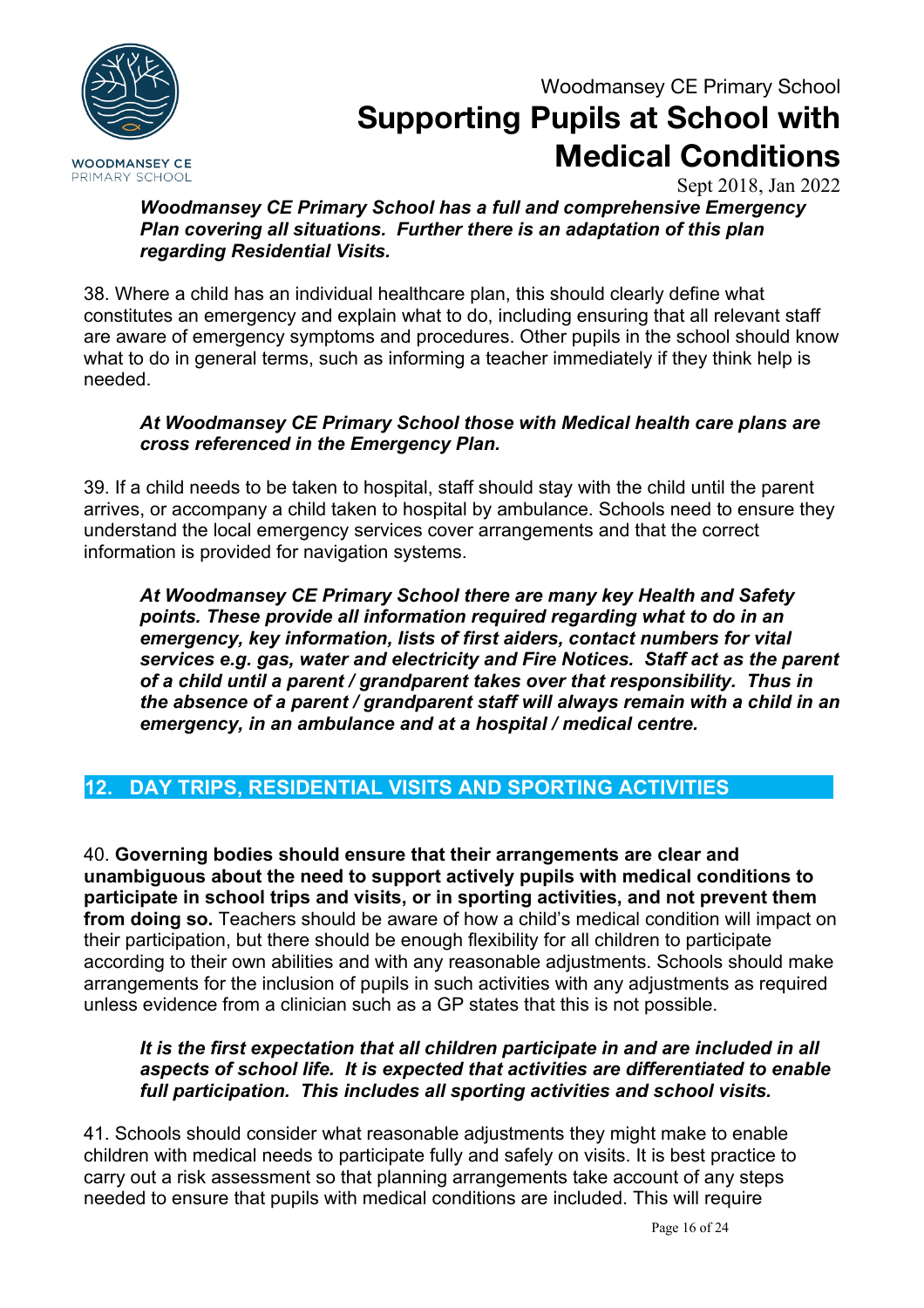***Woodmansey CE Primary School has a full and comprehensive Emergency Plan covering all situations. Further there is an adaptation of this plan regarding Residential Visits.***

38. Where a child has an individual healthcare plan, this should clearly define what constitutes an emergency and explain what to do, including ensuring that all relevant staff are aware of emergency symptoms and procedures. Other pupils in the school should know what to do in general terms, such as informing a teacher immediately if they think help is needed.

***At Woodmansey CE Primary School those with Medical health care plans are cross referenced in the Emergency Plan.***

39. If a child needs to be taken to hospital, staff should stay with the child until the parent arrives, or accompany a child taken to hospital by ambulance. Schools need to ensure they understand the local emergency services cover arrangements and that the correct information is provided for navigation systems.

***At Woodmansey CE Primary School there are many key Health and Safety points. These provide all information required regarding what to do in an emergency, key information, lists of first aiders, contact numbers for vital services e.g. gas, water and electricity and Fire Notices. Staff act as the parent of a child until a parent / grandparent takes over that responsibility. Thus in the absence of a parent / grandparent staff will always remain with a child in an emergency, in an ambulance and at a hospital / medical centre.***

## 12. DAY TRIPS, RESIDENTIAL VISITS AND SPORTING ACTIVITIES

40. **Governing bodies should ensure that their arrangements are clear and unambiguous about the need to support actively pupils with medical conditions to participate in school trips and visits, or in sporting activities, and not prevent them from doing so.** Teachers should be aware of how a child's medical condition will impact on their participation, but there should be enough flexibility for all children to participate according to their own abilities and with any reasonable adjustments. Schools should make arrangements for the inclusion of pupils in such activities with any adjustments as required unless evidence from a clinician such as a GP states that this is not possible.

***It is the first expectation that all children participate in and are included in all aspects of school life. It is expected that activities are differentiated to enable full participation. This includes all sporting activities and school visits.***

41. Schools should consider what reasonable adjustments they might make to enable children with medical needs to participate fully and safely on visits. It is best practice to carry out a risk assessment so that planning arrangements take account of any steps needed to ensure that pupils with medical conditions are included. This will require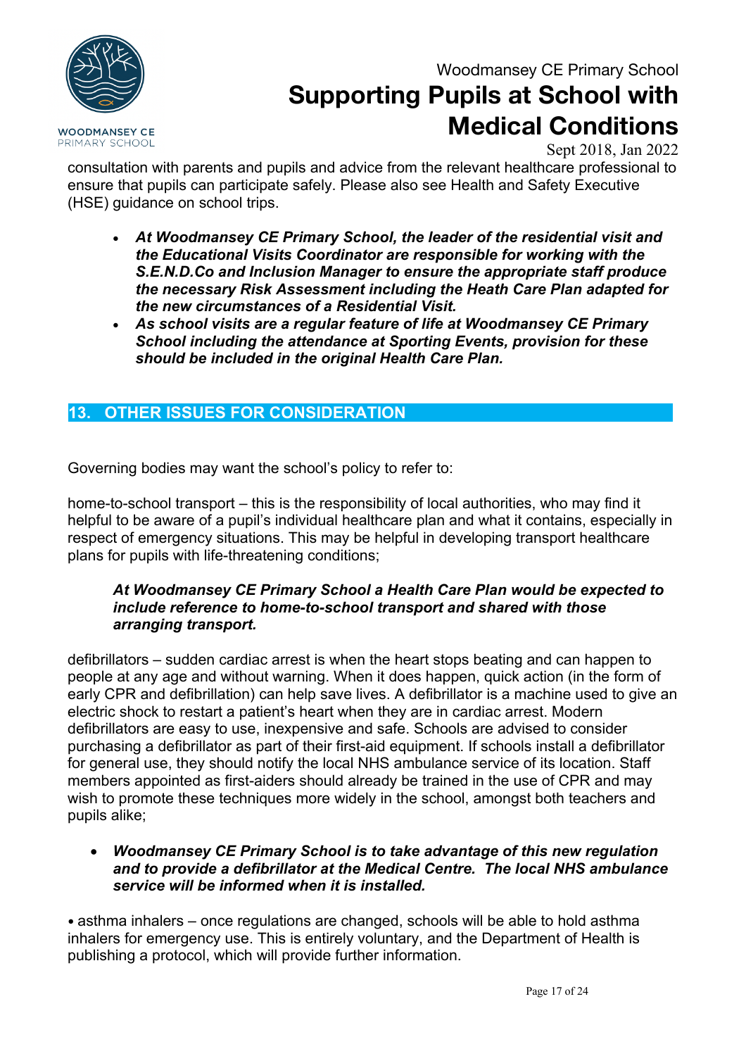consultation with parents and pupils and advice from the relevant healthcare professional to ensure that pupils can participate safely. Please also see Health and Safety Executive (HSE) guidance on school trips.

- ***At Woodmansey CE Primary School, the leader of the residential visit and the Educational Visits Coordinator are responsible for working with the S.E.N.D.Co and Inclusion Manager to ensure the appropriate staff produce the necessary Risk Assessment including the Heath Care Plan adapted for the new circumstances of a Residential Visit.***
- ***As school visits are a regular feature of life at Woodmansey CE Primary School including the attendance at Sporting Events, provision for these should be included in the original Health Care Plan.***

## 13. OTHER ISSUES FOR CONSIDERATION

Governing bodies may want the school's policy to refer to:

home-to-school transport – this is the responsibility of local authorities, who may find it helpful to be aware of a pupil's individual healthcare plan and what it contains, especially in respect of emergency situations. This may be helpful in developing transport healthcare plans for pupils with life-threatening conditions;

***At Woodmansey CE Primary School a Health Care Plan would be expected to include reference to home-to-school transport and shared with those arranging transport.***

defibrillators – sudden cardiac arrest is when the heart stops beating and can happen to people at any age and without warning. When it does happen, quick action (in the form of early CPR and defibrillation) can help save lives. A defibrillator is a machine used to give an electric shock to restart a patient's heart when they are in cardiac arrest. Modern defibrillators are easy to use, inexpensive and safe. Schools are advised to consider purchasing a defibrillator as part of their first-aid equipment. If schools install a defibrillator for general use, they should notify the local NHS ambulance service of its location. Staff members appointed as first-aiders should already be trained in the use of CPR and may wish to promote these techniques more widely in the school, amongst both teachers and pupils alike;

- ***Woodmansey CE Primary School is to take advantage of this new regulation and to provide a defibrillator at the Medical Centre. The local NHS ambulance service will be informed when it is installed.***

• asthma inhalers – once regulations are changed, schools will be able to hold asthma inhalers for emergency use. This is entirely voluntary, and the Department of Health is publishing a protocol, which will provide further information.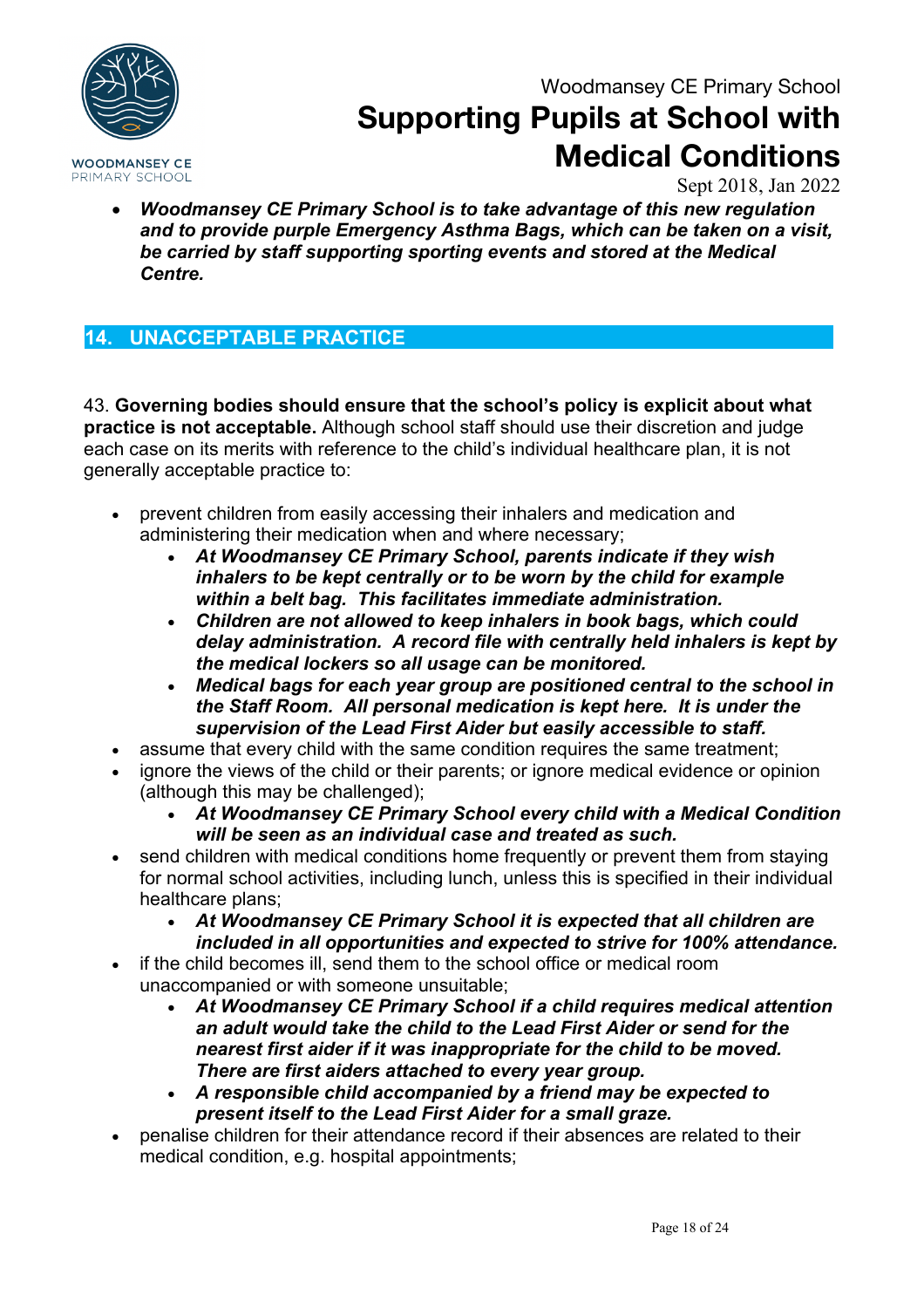- ***Woodmansey CE Primary School is to take advantage of this new regulation and to provide purple Emergency Asthma Bags, which can be taken on a visit, be carried by staff supporting sporting events and stored at the Medical Centre.***

## 14. UNACCEPTABLE PRACTICE

43. **Governing bodies should ensure that the school's policy is explicit about what practice is not acceptable.** Although school staff should use their discretion and judge each case on its merits with reference to the child's individual healthcare plan, it is not generally acceptable practice to:

- prevent children from easily accessing their inhalers and medication and administering their medication when and where necessary;
  - ***At Woodmansey CE Primary School, parents indicate if they wish inhalers to be kept centrally or to be worn by the child for example within a belt bag. This facilitates immediate administration.***
  - ***Children are not allowed to keep inhalers in book bags, which could delay administration. A record file with centrally held inhalers is kept by the medical lockers so all usage can be monitored.***
  - ***Medical bags for each year group are positioned central to the school in the Staff Room. All personal medication is kept here. It is under the supervision of the Lead First Aider but easily accessible to staff.***
- assume that every child with the same condition requires the same treatment;
- ignore the views of the child or their parents; or ignore medical evidence or opinion (although this may be challenged);
  - ***At Woodmansey CE Primary School every child with a Medical Condition will be seen as an individual case and treated as such.***
- send children with medical conditions home frequently or prevent them from staying for normal school activities, including lunch, unless this is specified in their individual healthcare plans;
  - ***At Woodmansey CE Primary School it is expected that all children are included in all opportunities and expected to strive for 100% attendance.***
- if the child becomes ill, send them to the school office or medical room unaccompanied or with someone unsuitable;
  - ***At Woodmansey CE Primary School if a child requires medical attention an adult would take the child to the Lead First Aider or send for the nearest first aider if it was inappropriate for the child to be moved. There are first aiders attached to every year group.***
  - ***A responsible child accompanied by a friend may be expected to present itself to the Lead First Aider for a small graze.***
- penalise children for their attendance record if their absences are related to their medical condition, e.g. hospital appointments;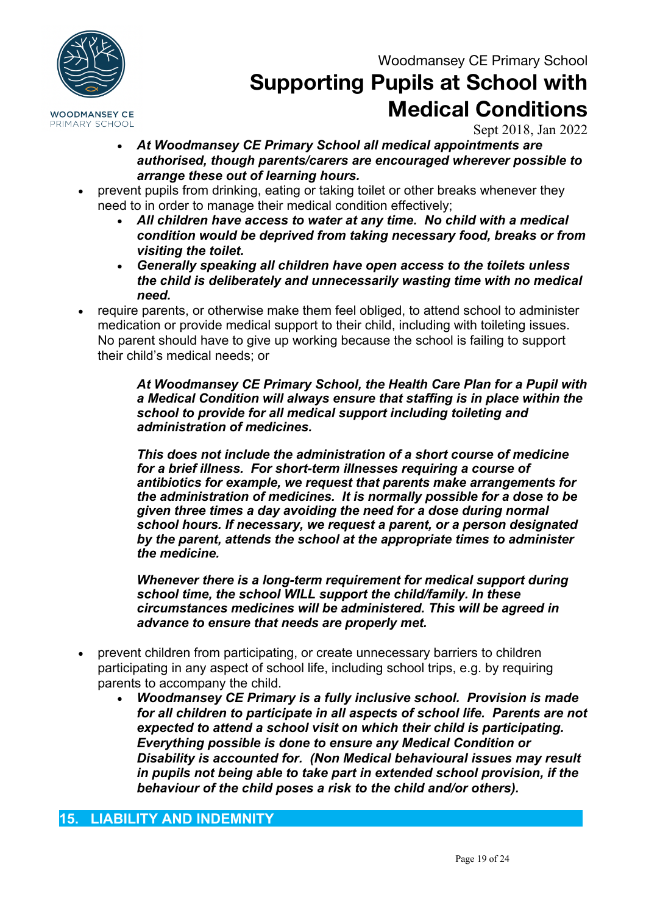- ***At Woodmansey CE Primary School all medical appointments are authorised, though parents/carers are encouraged wherever possible to arrange these out of learning hours.***
- prevent pupils from drinking, eating or taking toilet or other breaks whenever they need to in order to manage their medical condition effectively;
  - ***All children have access to water at any time. No child with a medical condition would be deprived from taking necessary food, breaks or from visiting the toilet.***
  - ***Generally speaking all children have open access to the toilets unless the child is deliberately and unnecessarily wasting time with no medical need.***
- require parents, or otherwise make them feel obliged, to attend school to administer medication or provide medical support to their child, including with toileting issues. No parent should have to give up working because the school is failing to support their child's medical needs; or

  ***At Woodmansey CE Primary School, the Health Care Plan for a Pupil with a Medical Condition will always ensure that staffing is in place within the school to provide for all medical support including toileting and administration of medicines.***

  ***This does not include the administration of a short course of medicine for a brief illness. For short-term illnesses requiring a course of antibiotics for example, we request that parents make arrangements for the administration of medicines. It is normally possible for a dose to be given three times a day avoiding the need for a dose during normal school hours. If necessary, we request a parent, or a person designated by the parent, attends the school at the appropriate times to administer the medicine.***

  ***Whenever there is a long-term requirement for medical support during school time, the school WILL support the child/family. In these circumstances medicines will be administered. This will be agreed in advance to ensure that needs are properly met.***

- prevent children from participating, or create unnecessary barriers to children participating in any aspect of school life, including school trips, e.g. by requiring parents to accompany the child.
  - ***Woodmansey CE Primary is a fully inclusive school. Provision is made for all children to participate in all aspects of school life. Parents are not expected to attend a school visit on which their child is participating. Everything possible is done to ensure any Medical Condition or Disability is accounted for. (Non Medical behavioural issues may result in pupils not being able to take part in extended school provision, if the behaviour of the child poses a risk to the child and/or others).***

## 15. LIABILITY AND INDEMNITY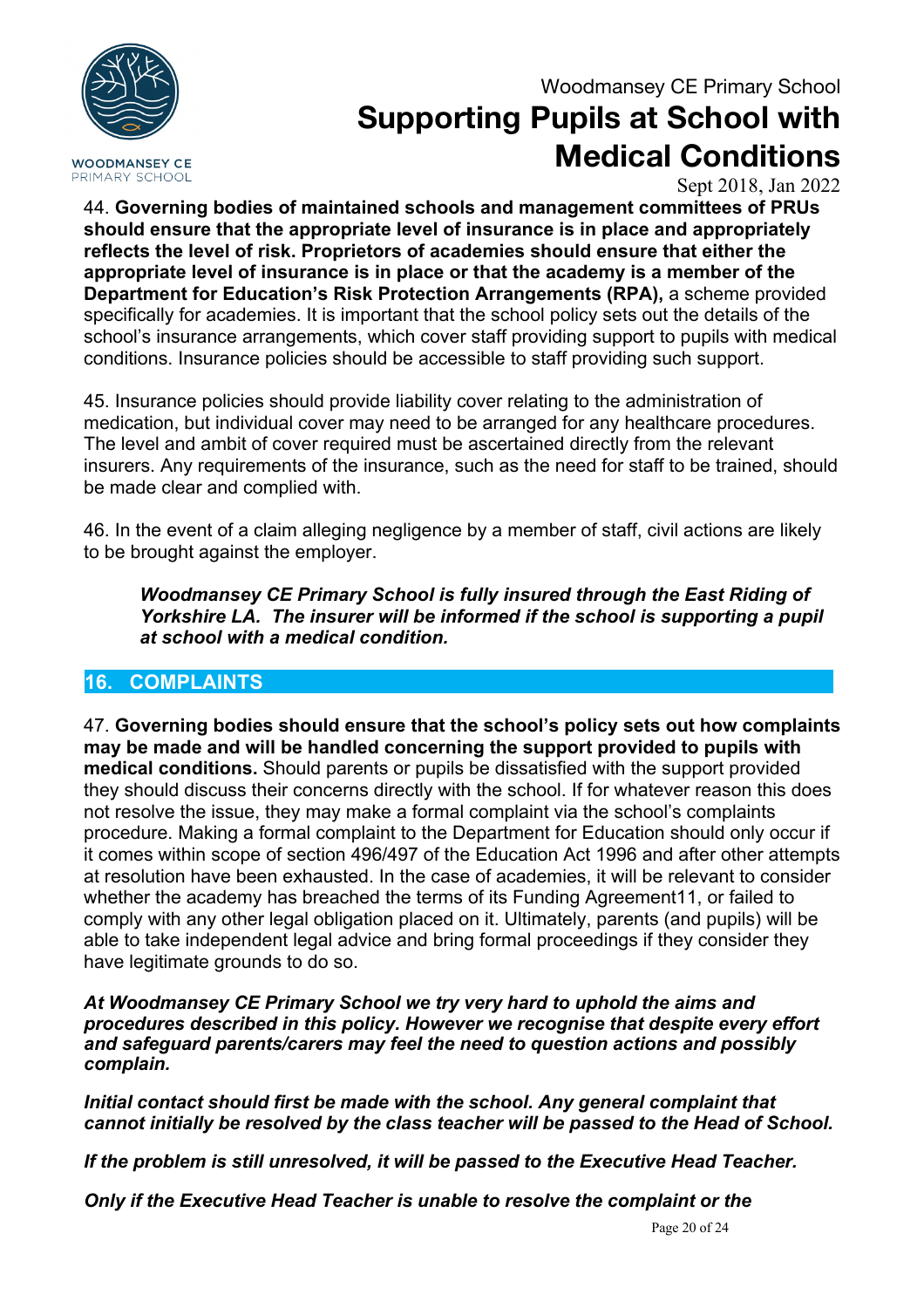44. **Governing bodies of maintained schools and management committees of PRUs should ensure that the appropriate level of insurance is in place and appropriately reflects the level of risk. Proprietors of academies should ensure that either the appropriate level of insurance is in place or that the academy is a member of the Department for Education's Risk Protection Arrangements (RPA),** a scheme provided specifically for academies. It is important that the school policy sets out the details of the school's insurance arrangements, which cover staff providing support to pupils with medical conditions. Insurance policies should be accessible to staff providing such support.

45. Insurance policies should provide liability cover relating to the administration of medication, but individual cover may need to be arranged for any healthcare procedures. The level and ambit of cover required must be ascertained directly from the relevant insurers. Any requirements of the insurance, such as the need for staff to be trained, should be made clear and complied with.

46. In the event of a claim alleging negligence by a member of staff, civil actions are likely to be brought against the employer.

> ***Woodmansey CE Primary School is fully insured through the East Riding of Yorkshire LA. The insurer will be informed if the school is supporting a pupil at school with a medical condition.***

## 16. COMPLAINTS

47. **Governing bodies should ensure that the school's policy sets out how complaints may be made and will be handled concerning the support provided to pupils with medical conditions.** Should parents or pupils be dissatisfied with the support provided they should discuss their concerns directly with the school. If for whatever reason this does not resolve the issue, they may make a formal complaint via the school's complaints procedure. Making a formal complaint to the Department for Education should only occur if it comes within scope of section 496/497 of the Education Act 1996 and after other attempts at resolution have been exhausted. In the case of academies, it will be relevant to consider whether the academy has breached the terms of its Funding Agreement11, or failed to comply with any other legal obligation placed on it. Ultimately, parents (and pupils) will be able to take independent legal advice and bring formal proceedings if they consider they have legitimate grounds to do so.

***At Woodmansey CE Primary School we try very hard to uphold the aims and procedures described in this policy. However we recognise that despite every effort and safeguard parents/carers may feel the need to question actions and possibly complain.***

***Initial contact should first be made with the school. Any general complaint that cannot initially be resolved by the class teacher will be passed to the Head of School.***

***If the problem is still unresolved, it will be passed to the Executive Head Teacher.***

***Only if the Executive Head Teacher is unable to resolve the complaint or the***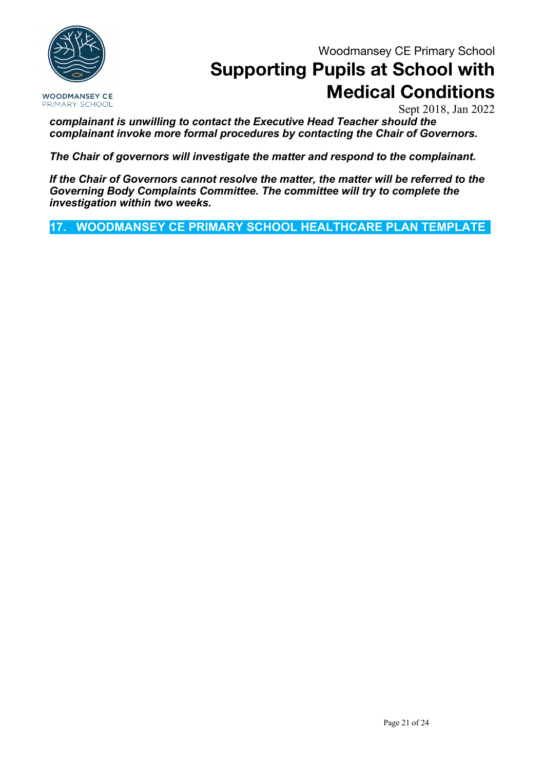***complainant is unwilling to contact the Executive Head Teacher should the complainant invoke more formal procedures by contacting the Chair of Governors.***

***The Chair of governors will investigate the matter and respond to the complainant.***

***If the Chair of Governors cannot resolve the matter, the matter will be referred to the Governing Body Complaints Committee. The committee will try to complete the investigation within two weeks.***

## 17. WOODMANSEY CE PRIMARY SCHOOL HEALTHCARE PLAN TEMPLATE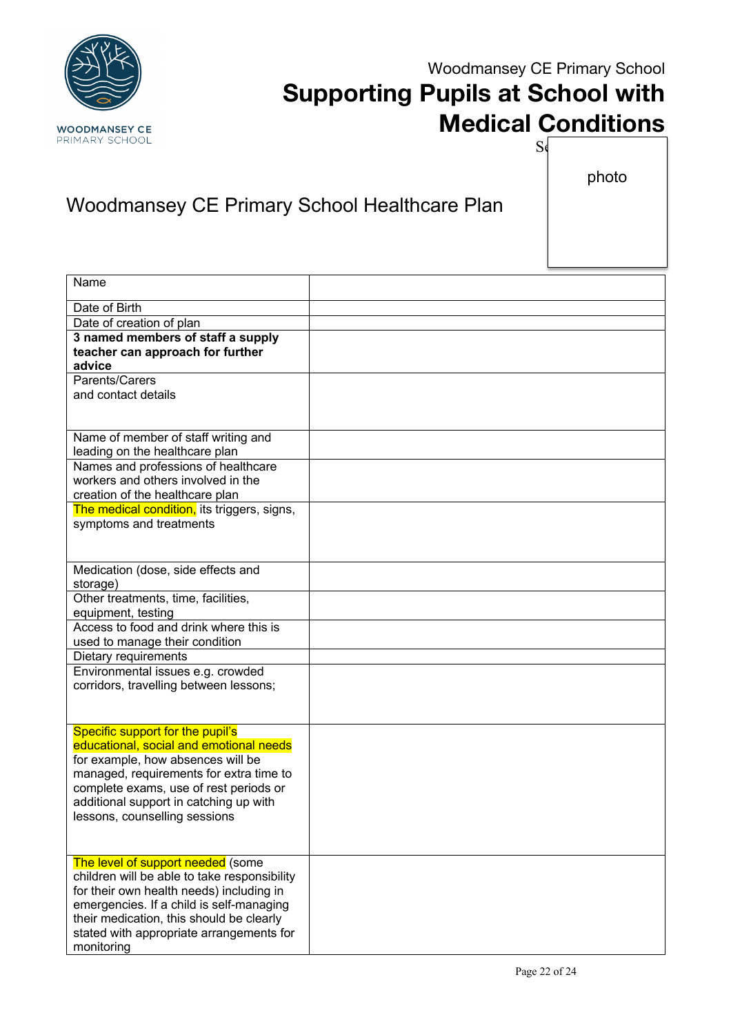# Woodmansey CE Primary School Healthcare Plan

photo

| Name | |
|---|---|
| Date of Birth | |
| Date of creation of plan | |
| **3 named members of staff a supply teacher can approach for further advice** | |
| Parents/Carers and contact details | |
| Name of member of staff writing and leading on the healthcare plan | |
| Names and professions of healthcare workers and others involved in the creation of the healthcare plan | |
| The medical condition, its triggers, signs, symptoms and treatments | |
| Medication (dose, side effects and storage) | |
| Other treatments, time, facilities, equipment, testing | |
| Access to food and drink where this is used to manage their condition | |
| Dietary requirements | |
| Environmental issues e.g. crowded corridors, travelling between lessons; | |
| Specific support for the pupil's educational, social and emotional needs for example, how absences will be managed, requirements for extra time to complete exams, use of rest periods or additional support in catching up with lessons, counselling sessions | |
| The level of support needed (some children will be able to take responsibility for their own health needs) including in emergencies. If a child is self-managing their medication, this should be clearly stated with appropriate arrangements for monitoring | |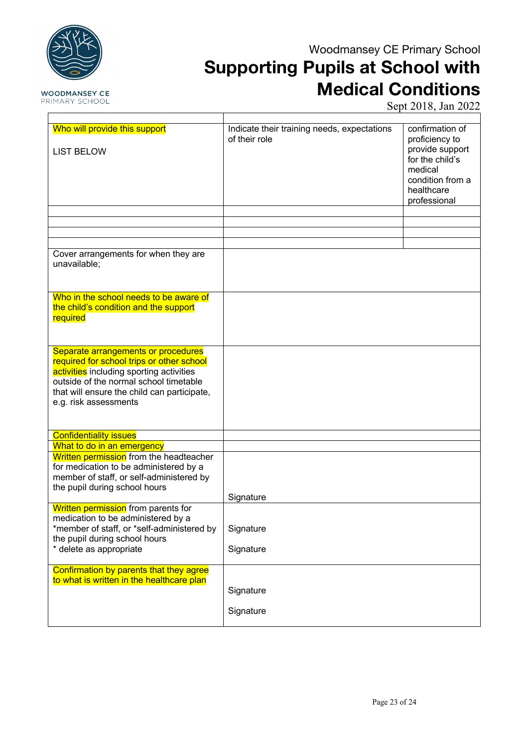| | | |
|---|---|---|
| Who will provide this support<br><br>LIST BELOW | Indicate their training needs, expectations of their role | confirmation of proficiency to provide support for the child's medical condition from a healthcare professional |
| | | |
| | | |
| | | |
| | | |
| Cover arrangements for when they are unavailable; | | |
| Who in the school needs to be aware of the child's condition and the support required | | |
| Separate arrangements or procedures required for school trips or other school activities including sporting activities outside of the normal school timetable that will ensure the child can participate, e.g. risk assessments | | |
| Confidentiality issues | | |
| What to do in an emergency | | |
| Written permission from the headteacher for medication to be administered by a member of staff, or self-administered by the pupil during school hours | Signature | |
| Written permission from parents for medication to be administered by a *member of staff, or *self-administered by the pupil during school hours<br>* delete as appropriate | Signature<br><br>Signature | |
| Confirmation by parents that they agree to what is written in the healthcare plan | Signature<br><br>Signature | |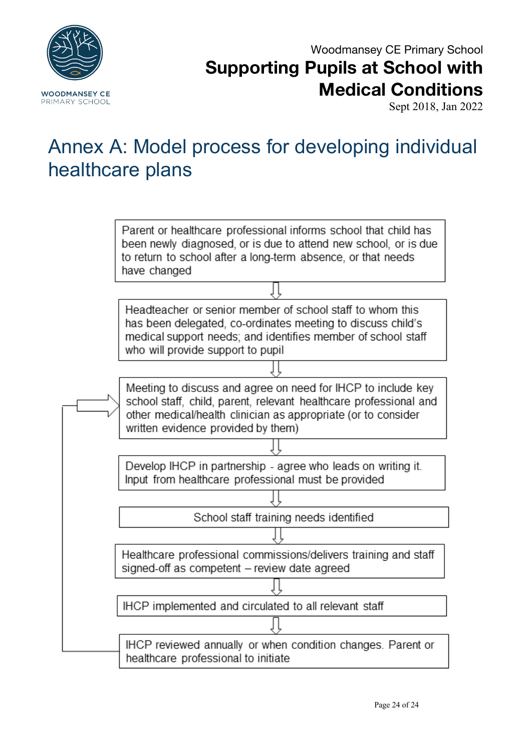# Annex A: Model process for developing individual healthcare plans

Parent or healthcare professional informs school that child has been newly diagnosed, or is due to attend new school, or is due to return to school after a long-term absence, or that needs have changed

↓

Headteacher or senior member of school staff to whom this has been delegated, co-ordinates meeting to discuss child's medical support needs; and identifies member of school staff who will provide support to pupil

↓

Meeting to discuss and agree on need for IHCP to include key school staff, child, parent, relevant healthcare professional and other medical/health clinician as appropriate (or to consider written evidence provided by them)

↓

Develop IHCP in partnership - agree who leads on writing it. Input from healthcare professional must be provided

↓

School staff training needs identified

↓

Healthcare professional commissions/delivers training and staff signed-off as competent – review date agreed

↓

IHCP implemented and circulated to all relevant staff

↓

IHCP reviewed annually or when condition changes. Parent or healthcare professional to initiate

(Returns to: Meeting to discuss and agree on need for IHCP)